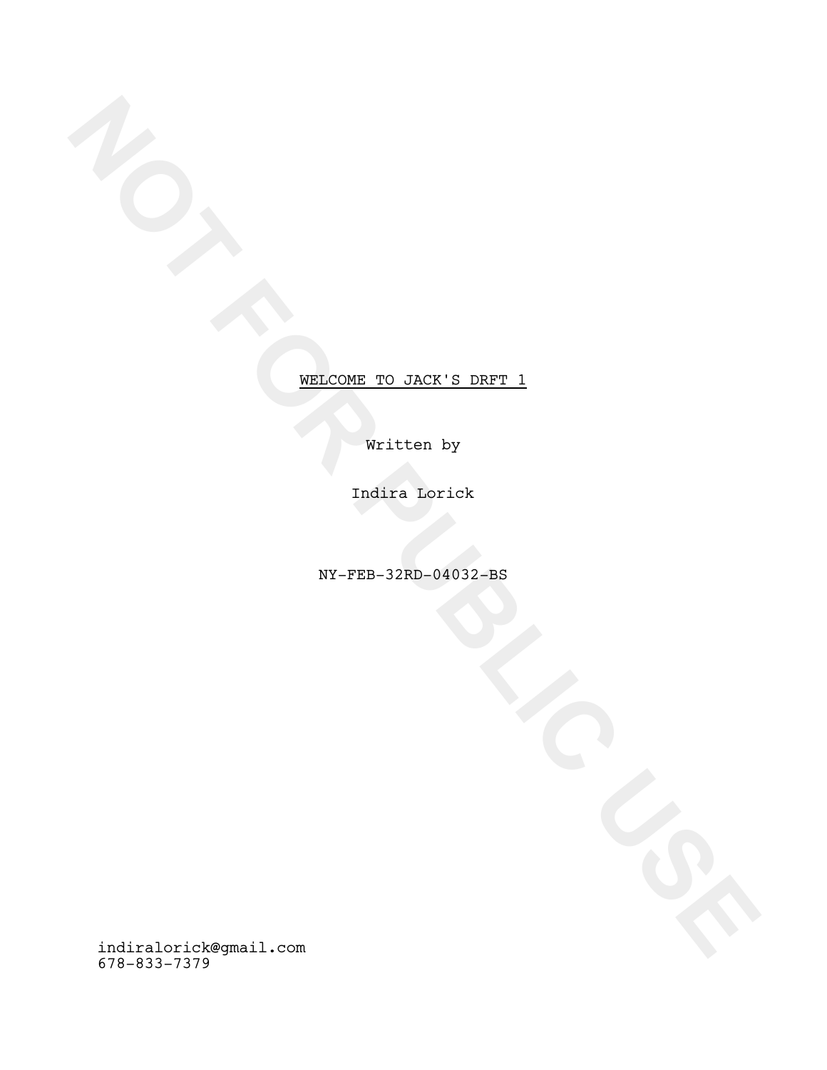NOT FOR PUBLIC USE

<u>WELCOME TO JACK'S DRFT 1</u>

Written by

Indira Lorick

NY-FEB-32RD-04032-BS

indiralorick@gmail.com
678-833-7379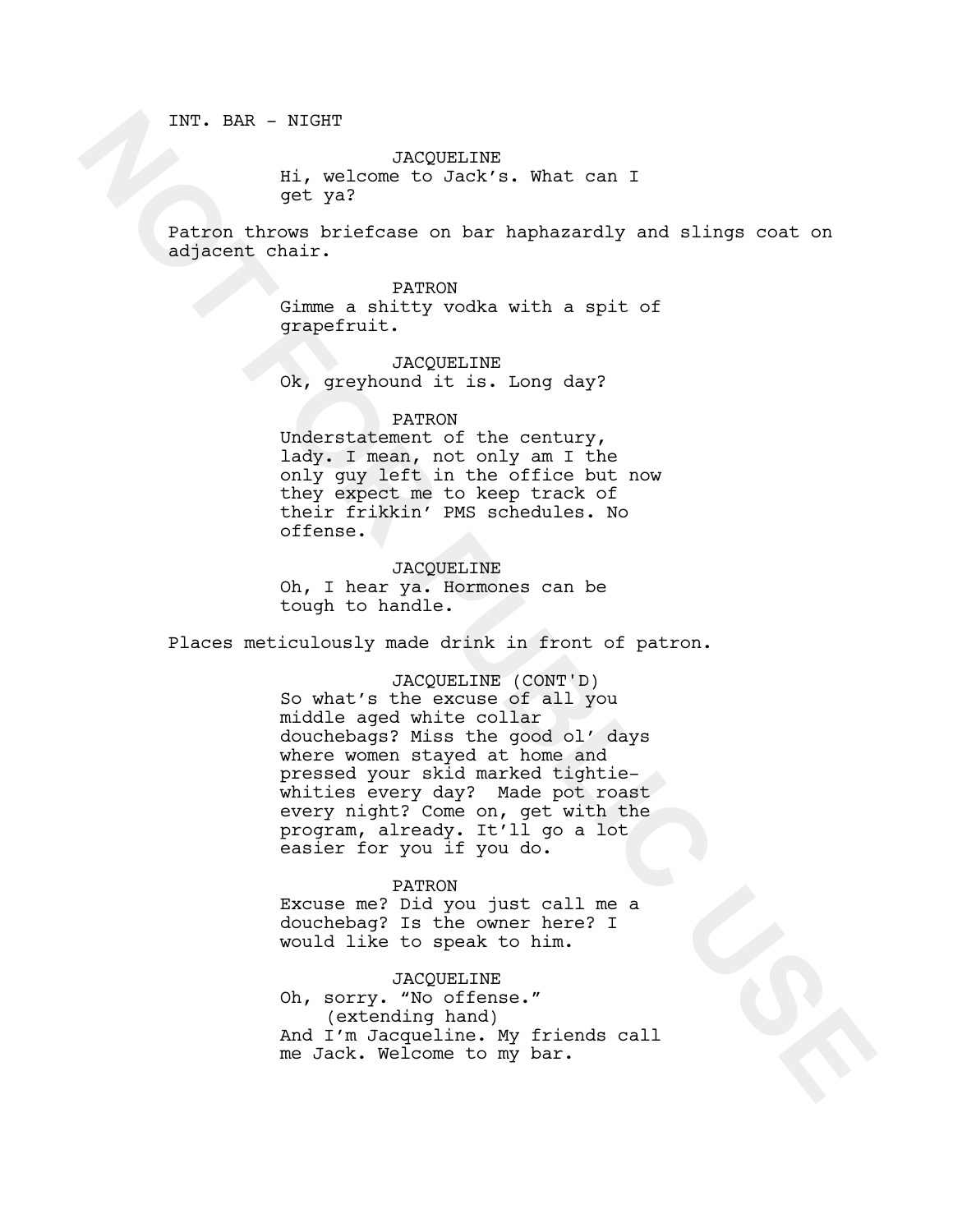INT. BAR - NIGHT

JACQUELINE
Hi, welcome to Jack's. What can I get ya?

Patron throws briefcase on bar haphazardly and slings coat on adjacent chair.

PATRON
Gimme a shitty vodka with a spit of grapefruit.

JACQUELINE
Ok, greyhound it is. Long day?

PATRON
Understatement of the century, lady. I mean, not only am I the only guy left in the office but now they expect me to keep track of their frikkin' PMS schedules. No offense.

JACQUELINE
Oh, I hear ya. Hormones can be tough to handle.

Places meticulously made drink in front of patron.

JACQUELINE (CONT'D)
So what's the excuse of all you middle aged white collar douchebags? Miss the good ol' days where women stayed at home and pressed your skid marked tightie-whities every day? Made pot roast every night? Come on, get with the program, already. It'll go a lot easier for you if you do.

PATRON
Excuse me? Did you just call me a douchebag? Is the owner here? I would like to speak to him.

JACQUELINE
Oh, sorry. "No offense."
(extending hand)
And I'm Jacqueline. My friends call me Jack. Welcome to my bar.